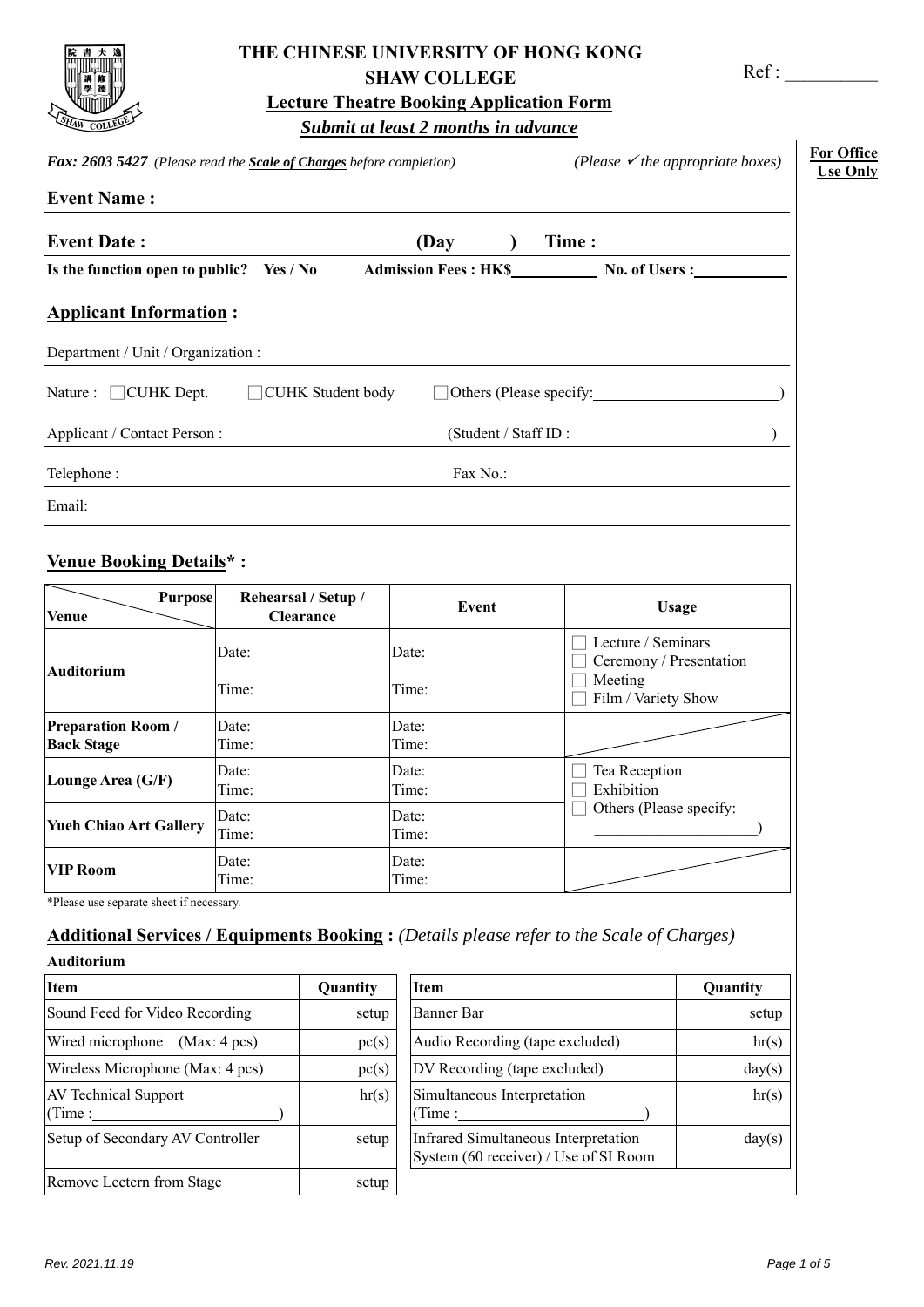# THE CHINESE UNIVERSITY OF HONG KONG
## SHAW COLLEGE
### Lecture Theatre Booking Application Form
***Submit at least 2 months in advance***

Ref : __________

***Fax: 2603 5427****. (Please read the* ***Scale of Charges*** *before completion)* *(Please ✓ the appropriate boxes)*

**For Office Use Only**

**Event Name :**

**Event Date :** **(Day )** **Time :**

**Is the function open to public? Yes / No** **Admission Fees : HK$__________** **No. of Users :__________**

## Applicant Information :

Department / Unit / Organization :

Nature : ☐ CUHK Dept. ☐ CUHK Student body ☐ Others (Please specify:______________________)

Applicant / Contact Person : (Student / Staff ID : )

Telephone : Fax No.:

Email:

## Venue Booking Details* :

| Venue \ Purpose | Rehearsal / Setup / Clearance | Event | Usage |
|---|---|---|---|
| **Auditorium** | Date:<br>Time: | Date:<br>Time: | ☐ Lecture / Seminars<br>☐ Ceremony / Presentation<br>☐ Meeting<br>☐ Film / Variety Show |
| **Preparation Room / Back Stage** | Date:<br>Time: | Date:<br>Time: | |
| **Lounge Area (G/F)** | Date:<br>Time: | Date:<br>Time: | ☐ Tea Reception<br>☐ Exhibition<br>☐ Others (Please specify: ____________________) |
| **Yueh Chiao Art Gallery** | Date:<br>Time: | Date:<br>Time: | |
| **VIP Room** | Date:<br>Time: | Date:<br>Time: | |

*Please use separate sheet if necessary.

## Additional Services / Equipments Booking : *(Details please refer to the Scale of Charges)*

**Auditorium**

| Item | Quantity |
|---|---|
| Sound Feed for Video Recording | setup |
| Wired microphone (Max: 4 pcs) | pc(s) |
| Wireless Microphone (Max: 4 pcs) | pc(s) |
| AV Technical Support (Time :________________________) | hr(s) |
| Setup of Secondary AV Controller | setup |
| Remove Lectern from Stage | setup |

| Item | Quantity |
|---|---|
| Banner Bar | setup |
| Audio Recording (tape excluded) | hr(s) |
| DV Recording (tape excluded) | day(s) |
| Simultaneous Interpretation (Time :________________________) | hr(s) |
| Infrared Simultaneous Interpretation System (60 receiver) / Use of SI Room | day(s) |

Rev. 2021.11.19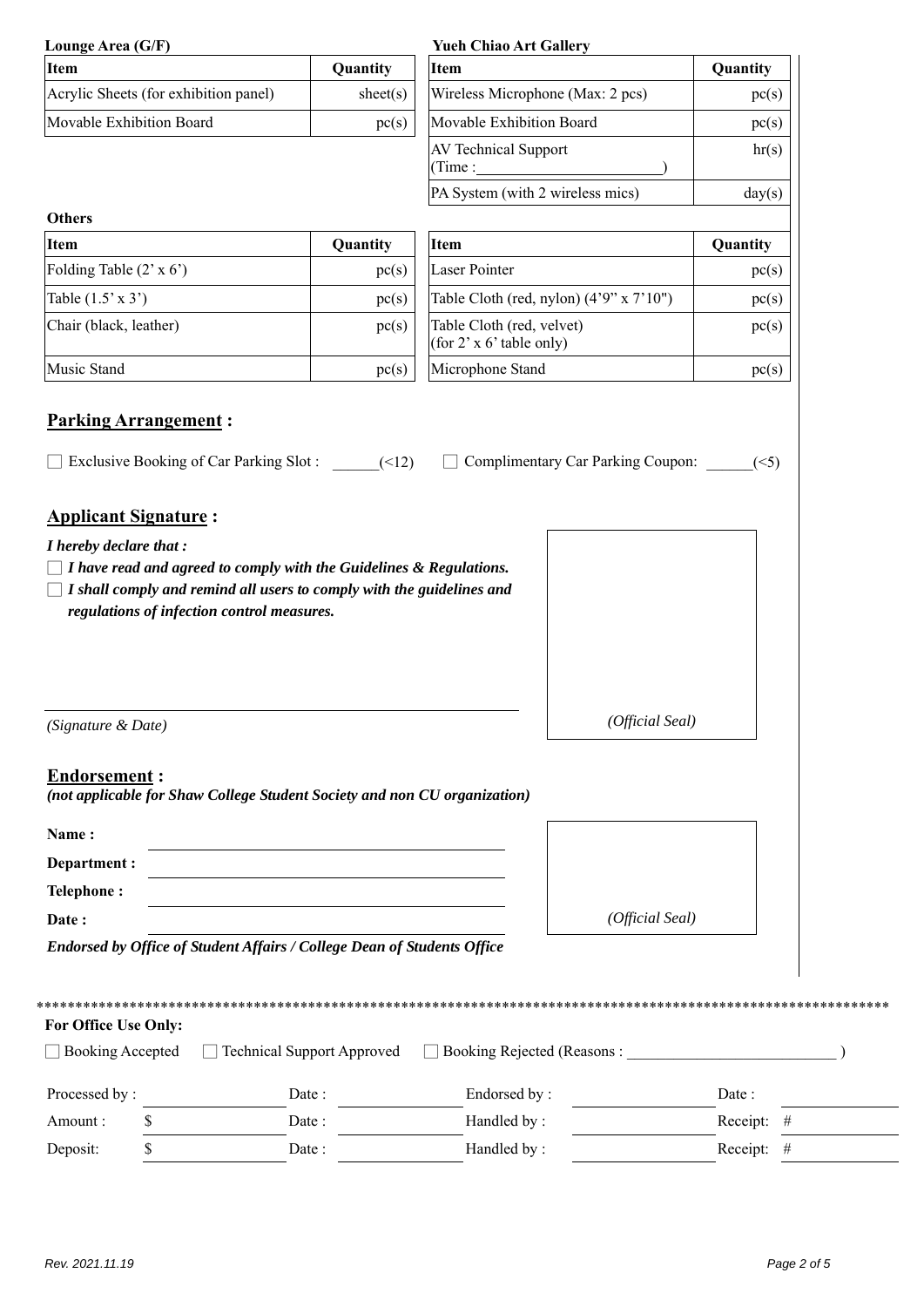**Lounge Area (G/F)**

| Item | Quantity |
|---|---|
| Acrylic Sheets (for exhibition panel) | sheet(s) |
| Movable Exhibition Board | pc(s) |

**Yueh Chiao Art Gallery**

| Item | Quantity |
|---|---|
| Wireless Microphone (Max: 2 pcs) | pc(s) |
| Movable Exhibition Board | pc(s) |
| AV Technical Support (Time :\_\_\_\_\_\_\_\_\_\_\_\_\_\_\_\_\_\_\_\_) | hr(s) |
| PA System (with 2 wireless mics) | day(s) |

**Others**

| Item | Quantity | Item | Quantity |
|---|---|---|---|
| Folding Table (2' x 6') | pc(s) | Laser Pointer | pc(s) |
| Table (1.5' x 3') | pc(s) | Table Cloth (red, nylon) (4'9" x 7'10") | pc(s) |
| Chair (black, leather) | pc(s) | Table Cloth (red, velvet) (for 2' x 6' table only) | pc(s) |
| Music Stand | pc(s) | Microphone Stand | pc(s) |

## Parking Arrangement :

☐ Exclusive Booking of Car Parking Slot : \_\_\_\_\_\_(<12)  ☐ Complimentary Car Parking Coupon: \_\_\_\_\_\_(<5)

## Applicant Signature :

***I hereby declare that :***

☐ ***I have read and agreed to comply with the Guidelines & Regulations.***

☐ ***I shall comply and remind all users to comply with the guidelines and regulations of infection control measures.***

\_\_\_\_\_\_\_\_\_\_\_\_\_\_\_\_\_\_\_\_\_\_\_\_\_\_\_\_\_\_\_\_\_\_\_\_\_\_\_\_

*(Signature & Date)*

*(Official Seal)*

## Endorsement :

***(not applicable for Shaw College Student Society and non CU organization)***

**Name :** \_\_\_\_\_\_\_\_\_\_\_\_\_\_\_\_\_\_\_\_\_\_\_\_\_\_\_\_\_\_

**Department :** \_\_\_\_\_\_\_\_\_\_\_\_\_\_\_\_\_\_\_\_\_\_\_\_\_\_\_\_\_\_

**Telephone :** \_\_\_\_\_\_\_\_\_\_\_\_\_\_\_\_\_\_\_\_\_\_\_\_\_\_\_\_\_\_

**Date :** \_\_\_\_\_\_\_\_\_\_\_\_\_\_\_\_\_\_\_\_\_\_\_\_\_\_\_\_\_\_

***Endorsed by Office of Student Affairs / College Dean of Students Office***

*(Official Seal)*

\*\*\*\*\*\*\*\*\*\*\*\*\*\*\*\*\*\*\*\*\*\*\*\*\*\*\*\*\*\*\*\*\*\*\*\*\*\*\*\*\*\*\*\*\*\*\*\*\*\*\*\*\*\*\*\*\*\*\*\*\*\*\*\*\*\*\*\*\*\*\*\*\*\*\*\*\*\*\*\*\*\*\*\*\*\*\*\*\*\*\*\*\*\*\*\*\*\*\*\*

**For Office Use Only:**

☐ Booking Accepted  ☐ Technical Support Approved  ☐ Booking Rejected (Reasons : \_\_\_\_\_\_\_\_\_\_\_\_\_\_\_\_\_\_\_\_\_\_\_\_\_\_ )

| | | | | | |
|---|---|---|---|---|---|
| Processed by : | | Date : | | Endorsed by : | | Date : | |
| Amount : | $ | Date : | | Handled by : | | Receipt: | # |
| Deposit: | $ | Date : | | Handled by : | | Receipt: | # |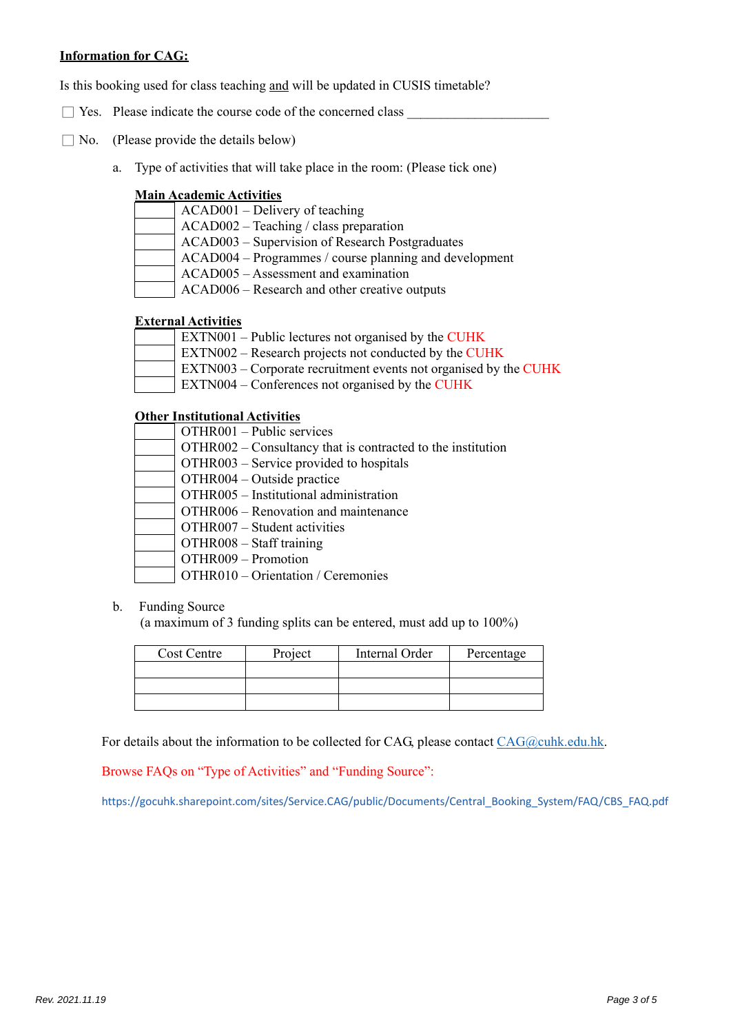**Information for CAG:**

Is this booking used for class teaching and will be updated in CUSIS timetable?

☐ Yes. Please indicate the course code of the concerned class ____________________

☐ No. (Please provide the details below)

a. Type of activities that will take place in the room: (Please tick one)

**Main Academic Activities**

| | |
|---|---|
| | ACAD001 – Delivery of teaching |
| | ACAD002 – Teaching / class preparation |
| | ACAD003 – Supervision of Research Postgraduates |
| | ACAD004 – Programmes / course planning and development |
| | ACAD005 – Assessment and examination |
| | ACAD006 – Research and other creative outputs |

**External Activities**

| | |
|---|---|
| | EXTN001 – Public lectures not organised by the CUHK |
| | EXTN002 – Research projects not conducted by the CUHK |
| | EXTN003 – Corporate recruitment events not organised by the CUHK |
| | EXTN004 – Conferences not organised by the CUHK |

**Other Institutional Activities**

| | |
|---|---|
| | OTHR001 – Public services |
| | OTHR002 – Consultancy that is contracted to the institution |
| | OTHR003 – Service provided to hospitals |
| | OTHR004 – Outside practice |
| | OTHR005 – Institutional administration |
| | OTHR006 – Renovation and maintenance |
| | OTHR007 – Student activities |
| | OTHR008 – Staff training |
| | OTHR009 – Promotion |
| | OTHR010 – Orientation / Ceremonies |

b. Funding Source
(a maximum of 3 funding splits can be entered, must add up to 100%)

| Cost Centre | Project | Internal Order | Percentage |
|---|---|---|---|
| | | | |
| | | | |
| | | | |

For details about the information to be collected for CAG, please contact CAG@cuhk.edu.hk.

Browse FAQs on "Type of Activities" and "Funding Source":

https://gocuhk.sharepoint.com/sites/Service.CAG/public/Documents/Central_Booking_System/FAQ/CBS_FAQ.pdf

Rev. 2021.11.19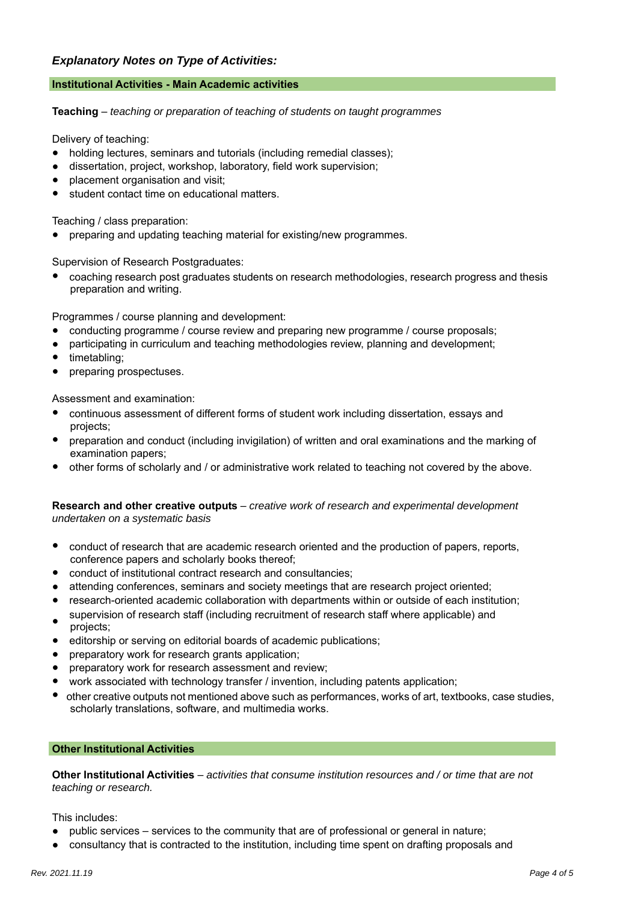### *Explanatory Notes on Type of Activities:*

#### Institutional Activities - Main Academic activities

**Teaching** – *teaching or preparation of teaching of students on taught programmes*

Delivery of teaching:

- holding lectures, seminars and tutorials (including remedial classes);
- dissertation, project, workshop, laboratory, field work supervision;
- placement organisation and visit;
- student contact time on educational matters.

Teaching / class preparation:

- preparing and updating teaching material for existing/new programmes.

Supervision of Research Postgraduates:

- coaching research post graduates students on research methodologies, research progress and thesis preparation and writing.

Programmes / course planning and development:

- conducting programme / course review and preparing new programme / course proposals;
- participating in curriculum and teaching methodologies review, planning and development;
- timetabling;
- preparing prospectuses.

Assessment and examination:

- continuous assessment of different forms of student work including dissertation, essays and projects;
- preparation and conduct (including invigilation) of written and oral examinations and the marking of examination papers;
- other forms of scholarly and / or administrative work related to teaching not covered by the above.

**Research and other creative outputs** – *creative work of research and experimental development undertaken on a systematic basis*

- conduct of research that are academic research oriented and the production of papers, reports, conference papers and scholarly books thereof;
- conduct of institutional contract research and consultancies;
- attending conferences, seminars and society meetings that are research project oriented;
- research-oriented academic collaboration with departments within or outside of each institution;
- supervision of research staff (including recruitment of research staff where applicable) and projects;
- editorship or serving on editorial boards of academic publications;
- preparatory work for research grants application;
- preparatory work for research assessment and review;
- work associated with technology transfer / invention, including patents application;
- other creative outputs not mentioned above such as performances, works of art, textbooks, case studies, scholarly translations, software, and multimedia works.

#### Other Institutional Activities

**Other Institutional Activities** – *activities that consume institution resources and / or time that are not teaching or research.*

This includes:

- public services – services to the community that are of professional or general in nature;
- consultancy that is contracted to the institution, including time spent on drafting proposals and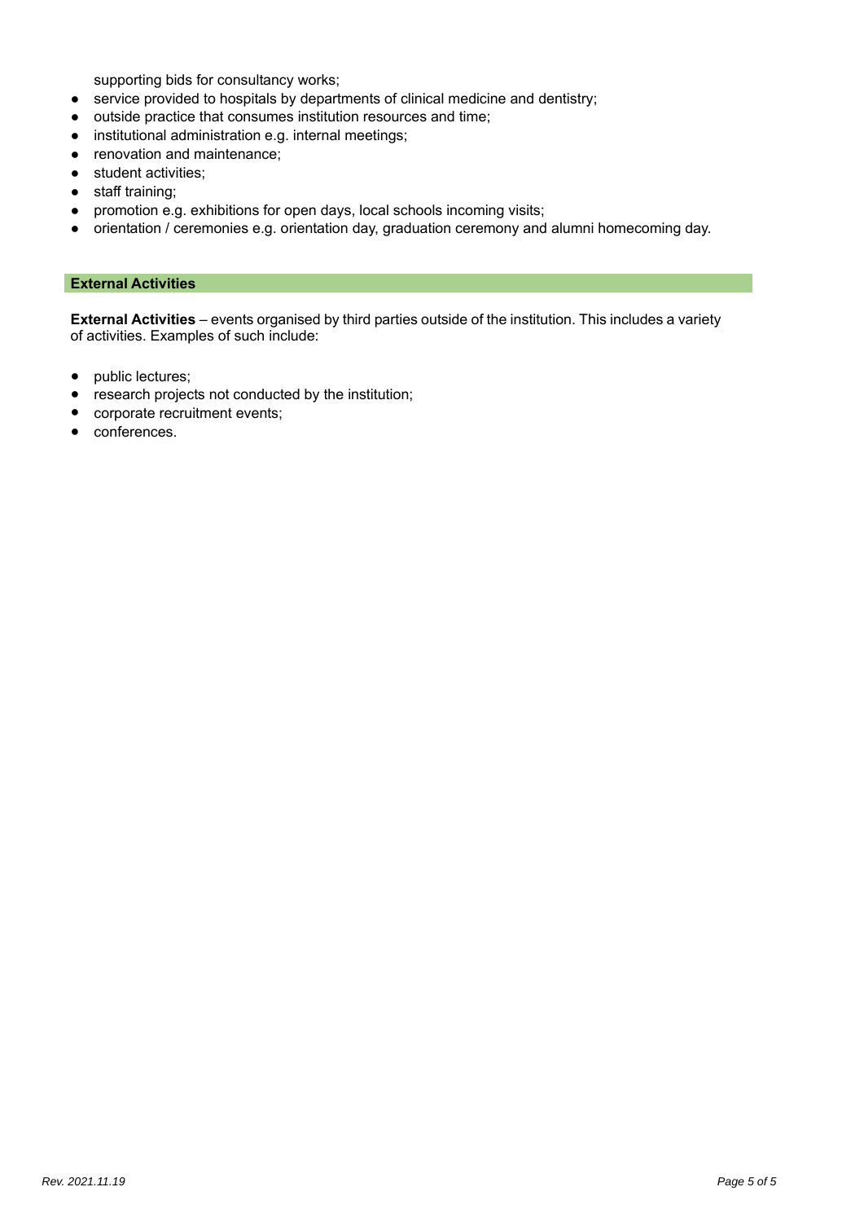supporting bids for consultancy works;

- service provided to hospitals by departments of clinical medicine and dentistry;
- outside practice that consumes institution resources and time;
- institutional administration e.g. internal meetings;
- renovation and maintenance;
- student activities;
- staff training;
- promotion e.g. exhibitions for open days, local schools incoming visits;
- orientation / ceremonies e.g. orientation day, graduation ceremony and alumni homecoming day.

## External Activities

**External Activities** – events organised by third parties outside of the institution. This includes a variety of activities. Examples of such include:

- public lectures;
- research projects not conducted by the institution;
- corporate recruitment events;
- conferences.

*Rev. 2021.11.19*